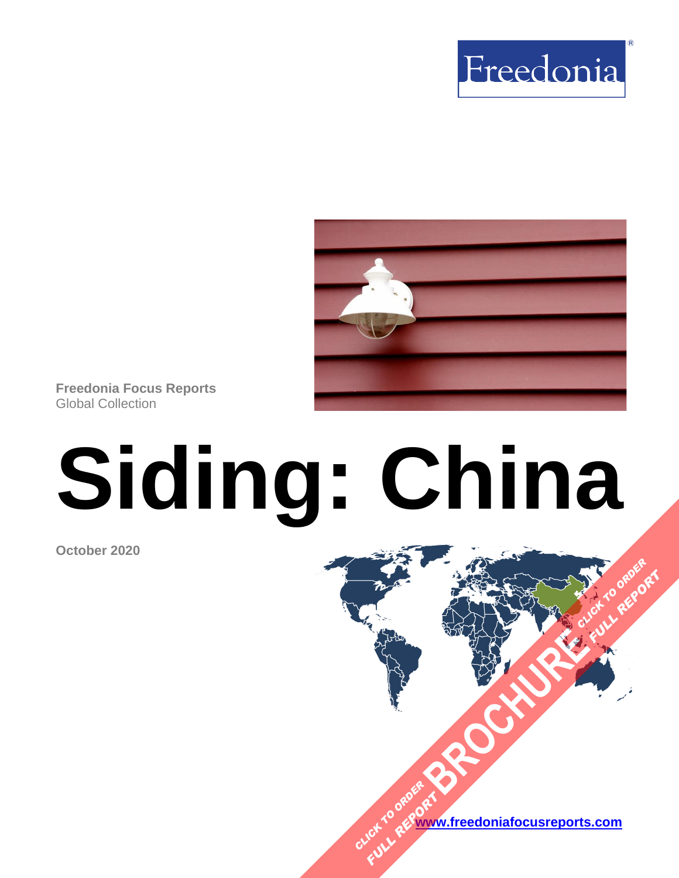Freedonia

Freedonia Focus Reports
Global Collection

# Siding: China

October 2020

CLICK TO ORDER FULL REPORT
BROCHURE
CLICK TO ORDER FULL REPORT

www.freedoniafocusreports.com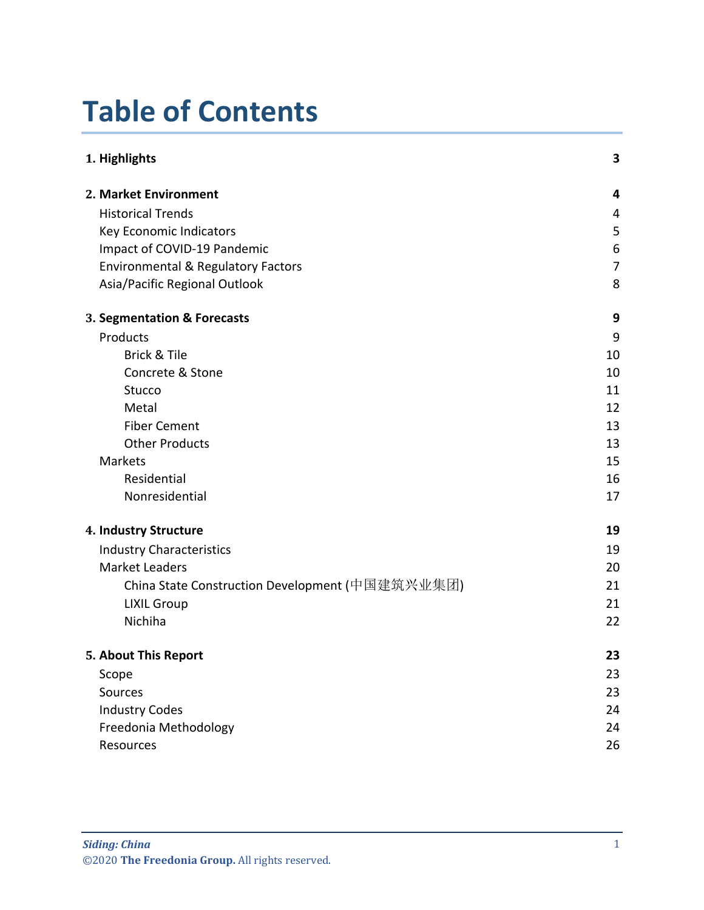# Table of Contents

| | |
|---|---|
| **1. Highlights** | **3** |
| **2. Market Environment** | **4** |
| Historical Trends | 4 |
| Key Economic Indicators | 5 |
| Impact of COVID-19 Pandemic | 6 |
| Environmental & Regulatory Factors | 7 |
| Asia/Pacific Regional Outlook | 8 |
| **3. Segmentation & Forecasts** | **9** |
| Products | 9 |
| Brick & Tile | 10 |
| Concrete & Stone | 10 |
| Stucco | 11 |
| Metal | 12 |
| Fiber Cement | 13 |
| Other Products | 13 |
| Markets | 15 |
| Residential | 16 |
| Nonresidential | 17 |
| **4. Industry Structure** | **19** |
| Industry Characteristics | 19 |
| Market Leaders | 20 |
| China State Construction Development (中国建筑兴业集团) | 21 |
| LIXIL Group | 21 |
| Nichiha | 22 |
| **5. About This Report** | **23** |
| Scope | 23 |
| Sources | 23 |
| Industry Codes | 24 |
| Freedonia Methodology | 24 |
| Resources | 26 |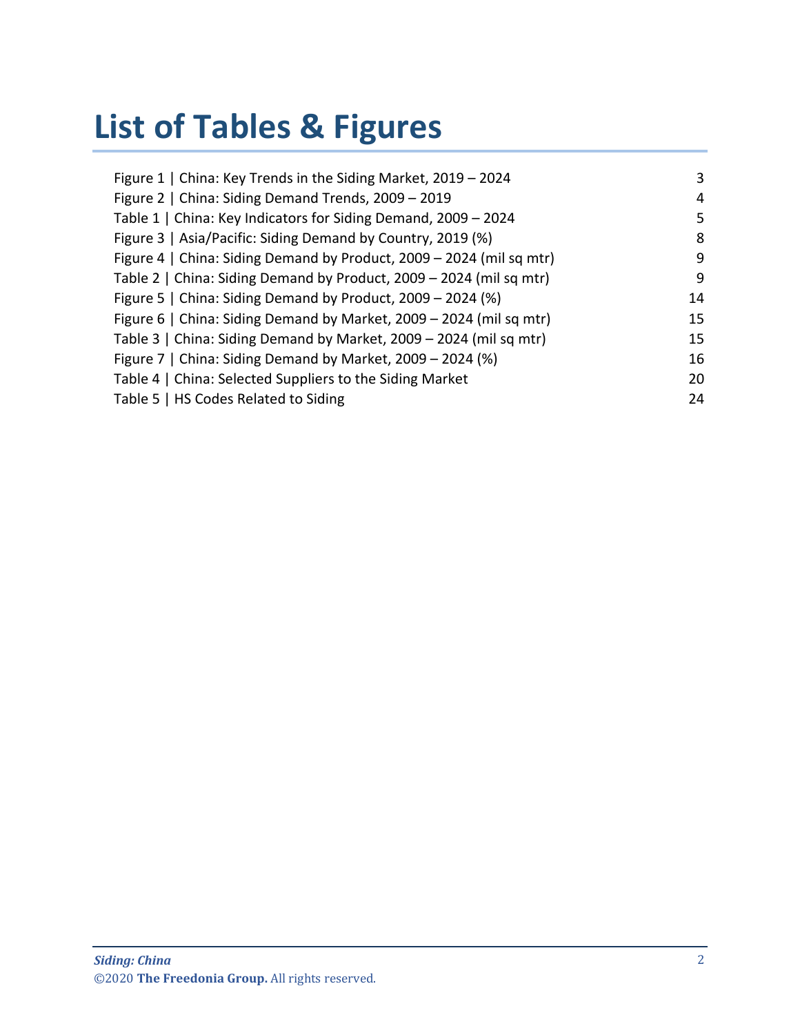# List of Tables & Figures

| | |
|---|---|
| Figure 1 \| China: Key Trends in the Siding Market, 2019 – 2024 | 3 |
| Figure 2 \| China: Siding Demand Trends, 2009 – 2019 | 4 |
| Table 1 \| China: Key Indicators for Siding Demand, 2009 – 2024 | 5 |
| Figure 3 \| Asia/Pacific: Siding Demand by Country, 2019 (%) | 8 |
| Figure 4 \| China: Siding Demand by Product, 2009 – 2024 (mil sq mtr) | 9 |
| Table 2 \| China: Siding Demand by Product, 2009 – 2024 (mil sq mtr) | 9 |
| Figure 5 \| China: Siding Demand by Product, 2009 – 2024 (%) | 14 |
| Figure 6 \| China: Siding Demand by Market, 2009 – 2024 (mil sq mtr) | 15 |
| Table 3 \| China: Siding Demand by Market, 2009 – 2024 (mil sq mtr) | 15 |
| Figure 7 \| China: Siding Demand by Market, 2009 – 2024 (%) | 16 |
| Table 4 \| China: Selected Suppliers to the Siding Market | 20 |
| Table 5 \| HS Codes Related to Siding | 24 |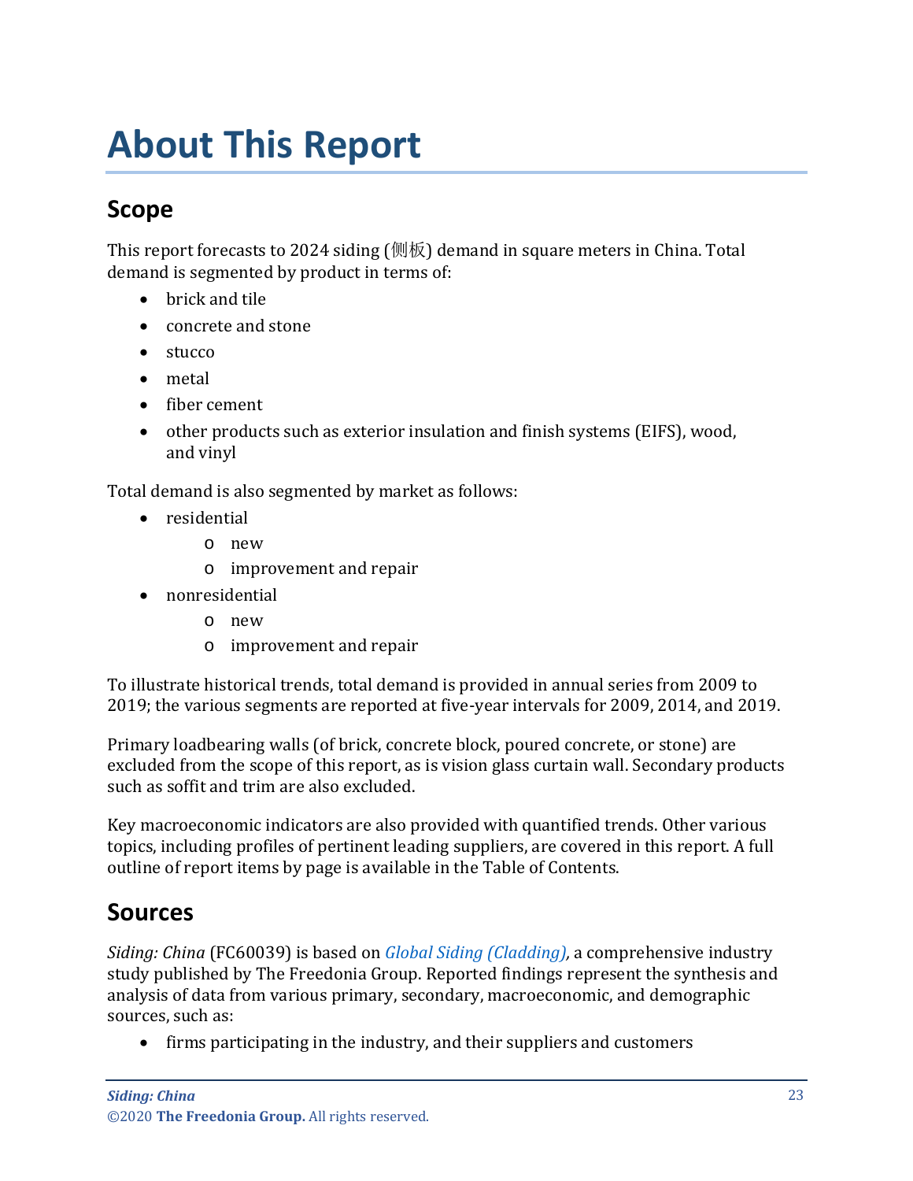# About This Report

## Scope

This report forecasts to 2024 siding (侧板) demand in square meters in China. Total demand is segmented by product in terms of:

- brick and tile
- concrete and stone
- stucco
- metal
- fiber cement
- other products such as exterior insulation and finish systems (EIFS), wood, and vinyl

Total demand is also segmented by market as follows:

- residential
  - new
  - improvement and repair
- nonresidential
  - new
  - improvement and repair

To illustrate historical trends, total demand is provided in annual series from 2009 to 2019; the various segments are reported at five-year intervals for 2009, 2014, and 2019.

Primary loadbearing walls (of brick, concrete block, poured concrete, or stone) are excluded from the scope of this report, as is vision glass curtain wall. Secondary products such as soffit and trim are also excluded.

Key macroeconomic indicators are also provided with quantified trends. Other various topics, including profiles of pertinent leading suppliers, are covered in this report. A full outline of report items by page is available in the Table of Contents.

## Sources

*Siding: China* (FC60039) is based on *Global Siding (Cladding)*, a comprehensive industry study published by The Freedonia Group. Reported findings represent the synthesis and analysis of data from various primary, secondary, macroeconomic, and demographic sources, such as:

- firms participating in the industry, and their suppliers and customers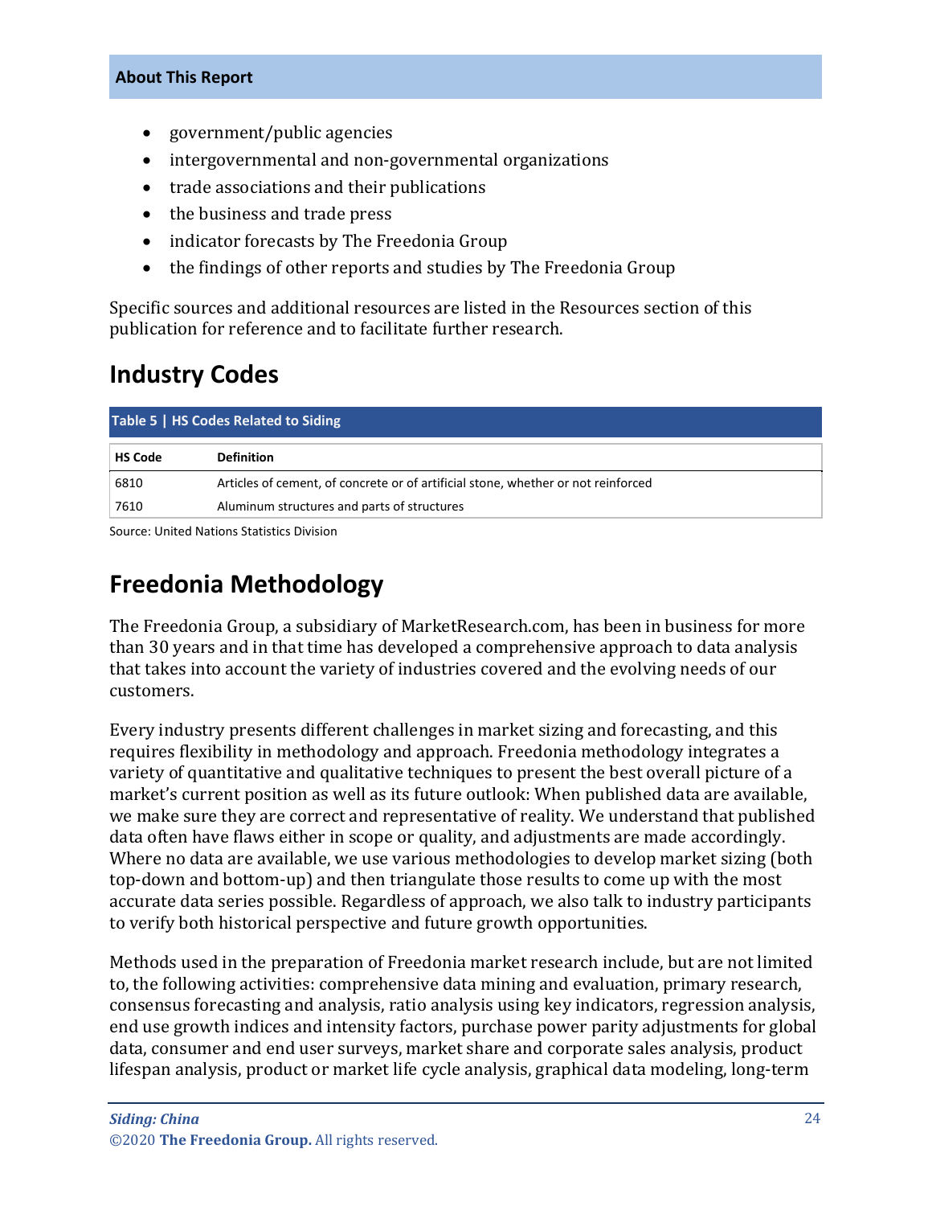- government/public agencies
- intergovernmental and non-governmental organizations
- trade associations and their publications
- the business and trade press
- indicator forecasts by The Freedonia Group
- the findings of other reports and studies by The Freedonia Group

Specific sources and additional resources are listed in the Resources section of this publication for reference and to facilitate further research.

## Industry Codes

**Table 5 | HS Codes Related to Siding**

| HS Code | Definition |
|---|---|
| 6810 | Articles of cement, of concrete or of artificial stone, whether or not reinforced |
| 7610 | Aluminum structures and parts of structures |

Source: United Nations Statistics Division

## Freedonia Methodology

The Freedonia Group, a subsidiary of MarketResearch.com, has been in business for more than 30 years and in that time has developed a comprehensive approach to data analysis that takes into account the variety of industries covered and the evolving needs of our customers.

Every industry presents different challenges in market sizing and forecasting, and this requires flexibility in methodology and approach. Freedonia methodology integrates a variety of quantitative and qualitative techniques to present the best overall picture of a market's current position as well as its future outlook: When published data are available, we make sure they are correct and representative of reality. We understand that published data often have flaws either in scope or quality, and adjustments are made accordingly. Where no data are available, we use various methodologies to develop market sizing (both top-down and bottom-up) and then triangulate those results to come up with the most accurate data series possible. Regardless of approach, we also talk to industry participants to verify both historical perspective and future growth opportunities.

Methods used in the preparation of Freedonia market research include, but are not limited to, the following activities: comprehensive data mining and evaluation, primary research, consensus forecasting and analysis, ratio analysis using key indicators, regression analysis, end use growth indices and intensity factors, purchase power parity adjustments for global data, consumer and end user surveys, market share and corporate sales analysis, product lifespan analysis, product or market life cycle analysis, graphical data modeling, long-term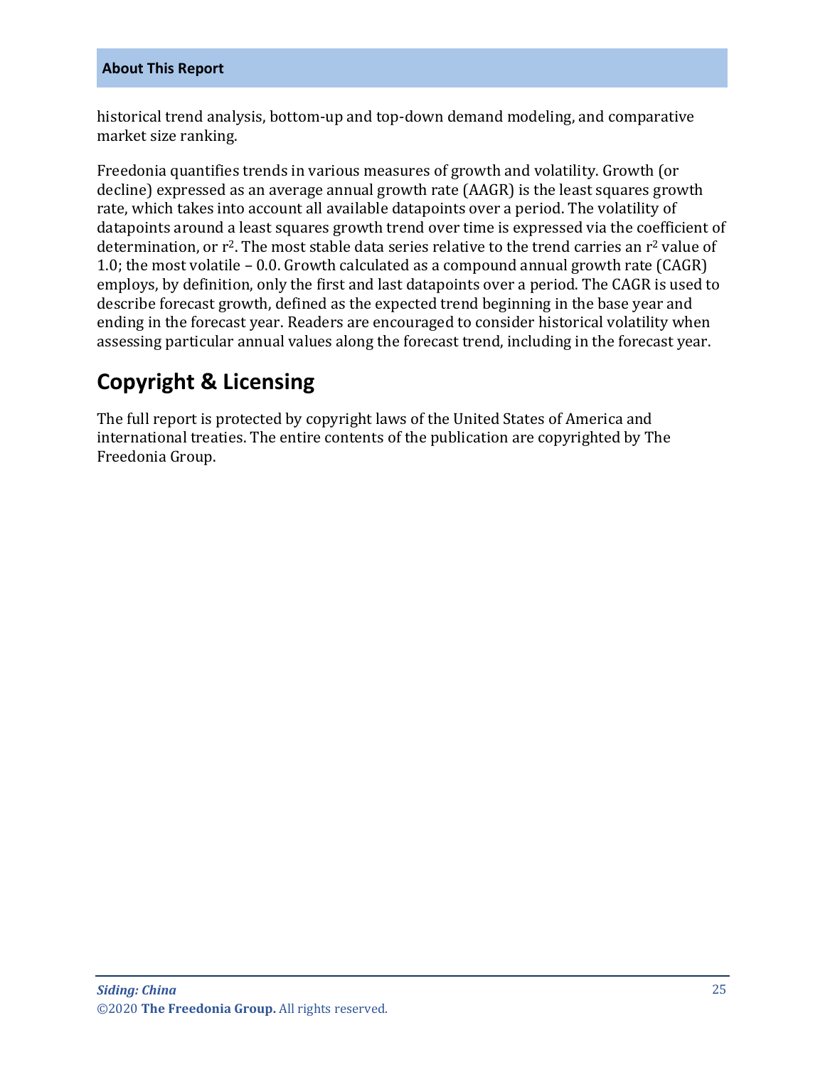historical trend analysis, bottom-up and top-down demand modeling, and comparative market size ranking.

Freedonia quantifies trends in various measures of growth and volatility. Growth (or decline) expressed as an average annual growth rate (AAGR) is the least squares growth rate, which takes into account all available datapoints over a period. The volatility of datapoints around a least squares growth trend over time is expressed via the coefficient of determination, or $r^2$. The most stable data series relative to the trend carries an $r^2$ value of 1.0; the most volatile – 0.0. Growth calculated as a compound annual growth rate (CAGR) employs, by definition, only the first and last datapoints over a period. The CAGR is used to describe forecast growth, defined as the expected trend beginning in the base year and ending in the forecast year. Readers are encouraged to consider historical volatility when assessing particular annual values along the forecast trend, including in the forecast year.

## Copyright & Licensing

The full report is protected by copyright laws of the United States of America and international treaties. The entire contents of the publication are copyrighted by The Freedonia Group.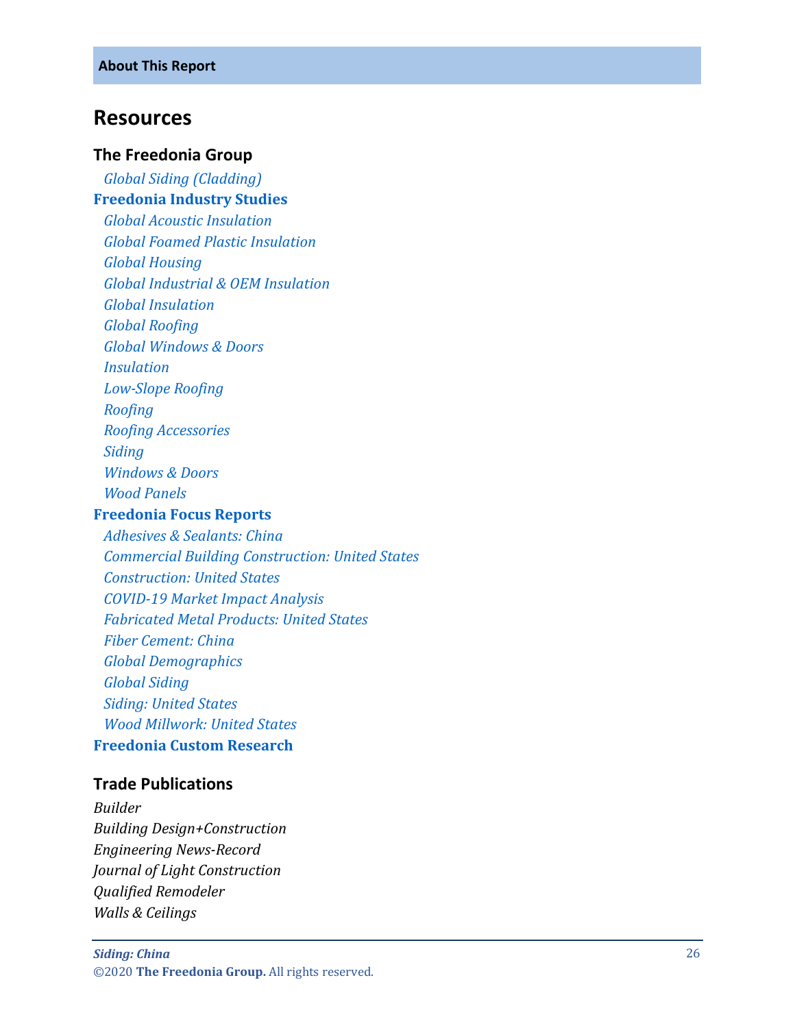## Resources

### The Freedonia Group

*Global Siding (Cladding)*

**Freedonia Industry Studies**

*Global Acoustic Insulation*
*Global Foamed Plastic Insulation*
*Global Housing*
*Global Industrial & OEM Insulation*
*Global Insulation*
*Global Roofing*
*Global Windows & Doors*
*Insulation*
*Low-Slope Roofing*
*Roofing*
*Roofing Accessories*
*Siding*
*Windows & Doors*
*Wood Panels*

**Freedonia Focus Reports**

*Adhesives & Sealants: China*
*Commercial Building Construction: United States*
*Construction: United States*
*COVID-19 Market Impact Analysis*
*Fabricated Metal Products: United States*
*Fiber Cement: China*
*Global Demographics*
*Global Siding*
*Siding: United States*
*Wood Millwork: United States*

**Freedonia Custom Research**

### Trade Publications

*Builder*
*Building Design+Construction*
*Engineering News-Record*
*Journal of Light Construction*
*Qualified Remodeler*
*Walls & Ceilings*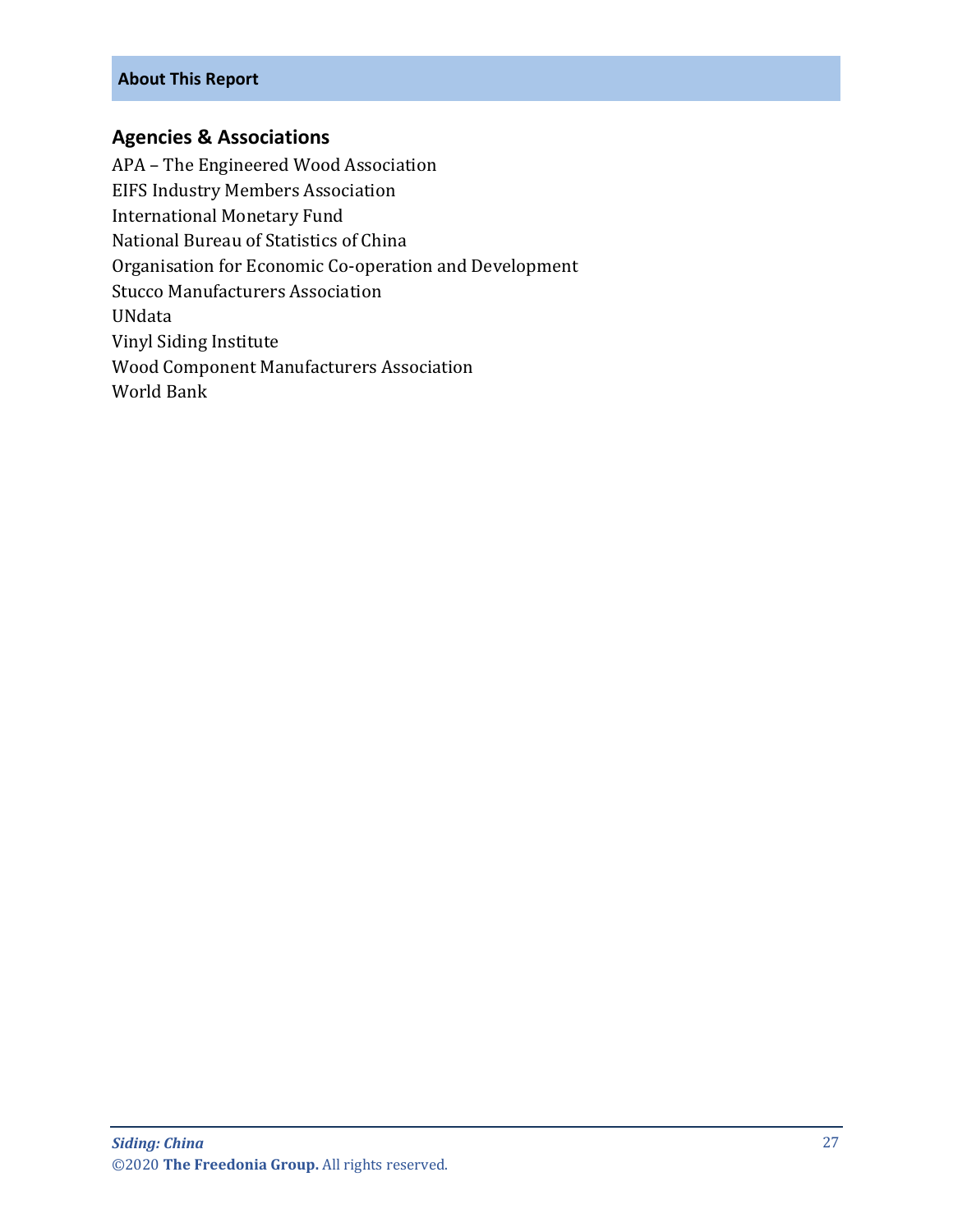## Agencies & Associations

APA – The Engineered Wood Association
EIFS Industry Members Association
International Monetary Fund
National Bureau of Statistics of China
Organisation for Economic Co-operation and Development
Stucco Manufacturers Association
UNdata
Vinyl Siding Institute
Wood Component Manufacturers Association
World Bank